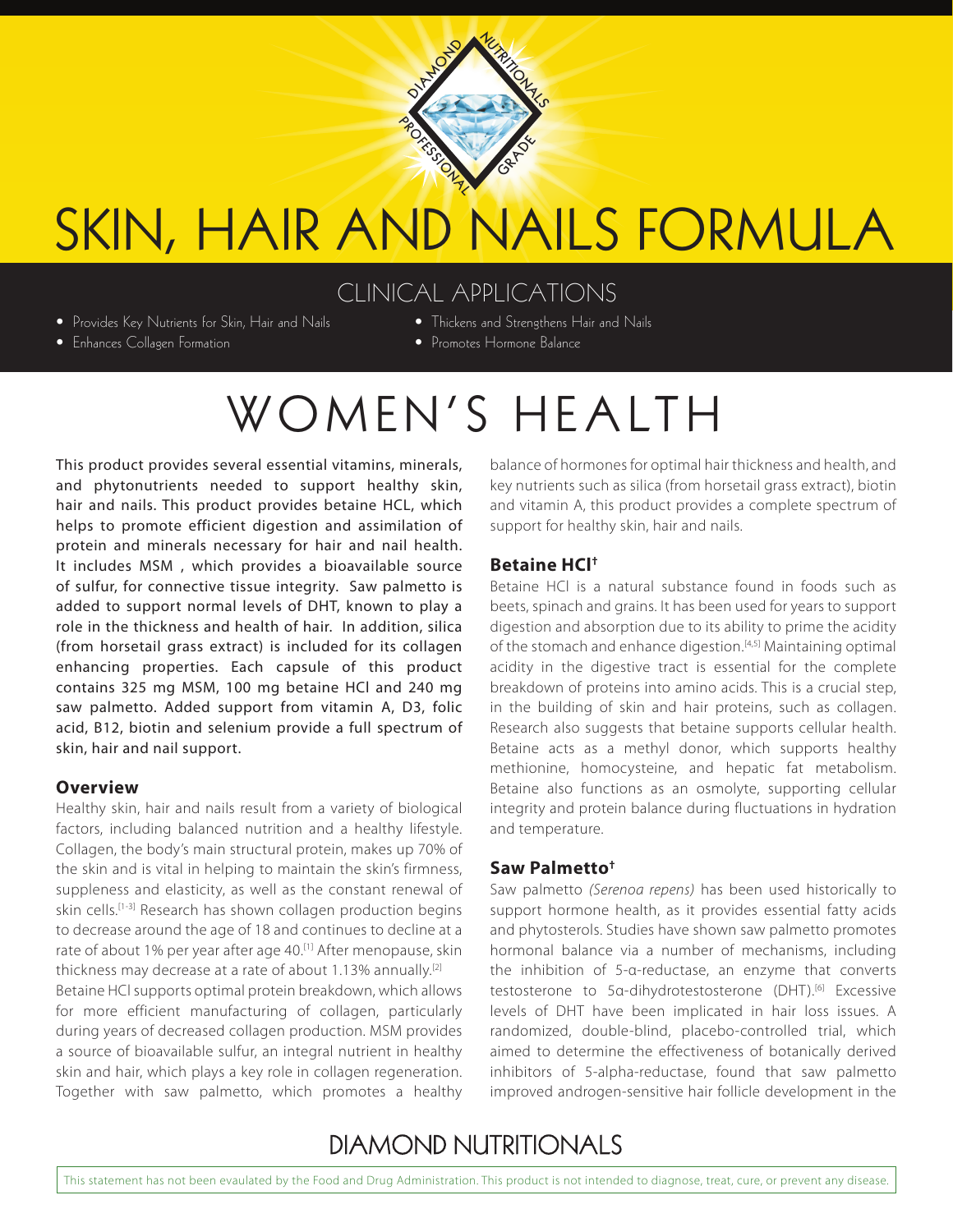# SKIN, HAIR AND NAILS FORMULA

## CLINICAL APPLICATIONS

- Provides Key Nutrients for Skin, Hair and Nails
- Enhances Collagen Formation
- Thickens and Strengthens Hair and Nails
- Promotes Hormone Balance

# WOMEN'S HEALTH

This product provides several essential vitamins, minerals, and phytonutrients needed to support healthy skin, hair and nails. This product provides betaine HCL, which helps to promote efficient digestion and assimilation of protein and minerals necessary for hair and nail health. It includes MSM , which provides a bioavailable source of sulfur, for connective tissue integrity. Saw palmetto is added to support normal levels of DHT, known to play a role in the thickness and health of hair. In addition, silica (from horsetail grass extract) is included for its collagen enhancing properties. Each capsule of this product contains 325 mg MSM, 100 mg betaine HCl and 240 mg saw palmetto. Added support from vitamin A, D3, folic acid, B12, biotin and selenium provide a full spectrum of skin, hair and nail support.

### Overview

Healthy skin, hair and nails result from a variety of biological factors, including balanced nutrition and a healthy lifestyle. Collagen, the body's main structural protein, makes up 70% of the skin and is vital in helping to maintain the skin's firmness, suppleness and elasticity, as well as the constant renewal of skin cells.[1-3] Research has shown collagen production begins to decrease around the age of 18 and continues to decline at a rate of about 1% per year after age 40.[1] After menopause, skin thickness may decrease at a rate of about 1.13% annually.[2]

Betaine HCl supports optimal protein breakdown, which allows for more efficient manufacturing of collagen, particularly during years of decreased collagen production. MSM provides a source of bioavailable sulfur, an integral nutrient in healthy skin and hair, which plays a key role in collagen regeneration. Together with saw palmetto, which promotes a healthy balance of hormones for optimal hair thickness and health, and key nutrients such as silica (from horsetail grass extract), biotin and vitamin A, this product provides a complete spectrum of support for healthy skin, hair and nails.

### Betaine HCl†

Betaine HCl is a natural substance found in foods such as beets, spinach and grains. It has been used for years to support digestion and absorption due to its ability to prime the acidity of the stomach and enhance digestion.[4,5] Maintaining optimal acidity in the digestive tract is essential for the complete breakdown of proteins into amino acids. This is a crucial step, in the building of skin and hair proteins, such as collagen. Research also suggests that betaine supports cellular health. Betaine acts as a methyl donor, which supports healthy methionine, homocysteine, and hepatic fat metabolism. Betaine also functions as an osmolyte, supporting cellular integrity and protein balance during fluctuations in hydration and temperature.

### Saw Palmetto†

Saw palmetto *(Serenoa repens)* has been used historically to support hormone health, as it provides essential fatty acids and phytosterols. Studies have shown saw palmetto promotes hormonal balance via a number of mechanisms, including the inhibition of 5-α-reductase, an enzyme that converts testosterone to 5α-dihydrotestosterone (DHT).[6] Excessive levels of DHT have been implicated in hair loss issues. A randomized, double-blind, placebo-controlled trial, which aimed to determine the effectiveness of botanically derived inhibitors of 5-alpha-reductase, found that saw palmetto improved androgen-sensitive hair follicle development in the

DIAMOND NUTRITIONALS

This statement has not been evaulated by the Food and Drug Administration. This product is not intended to diagnose, treat, cure, or prevent any disease.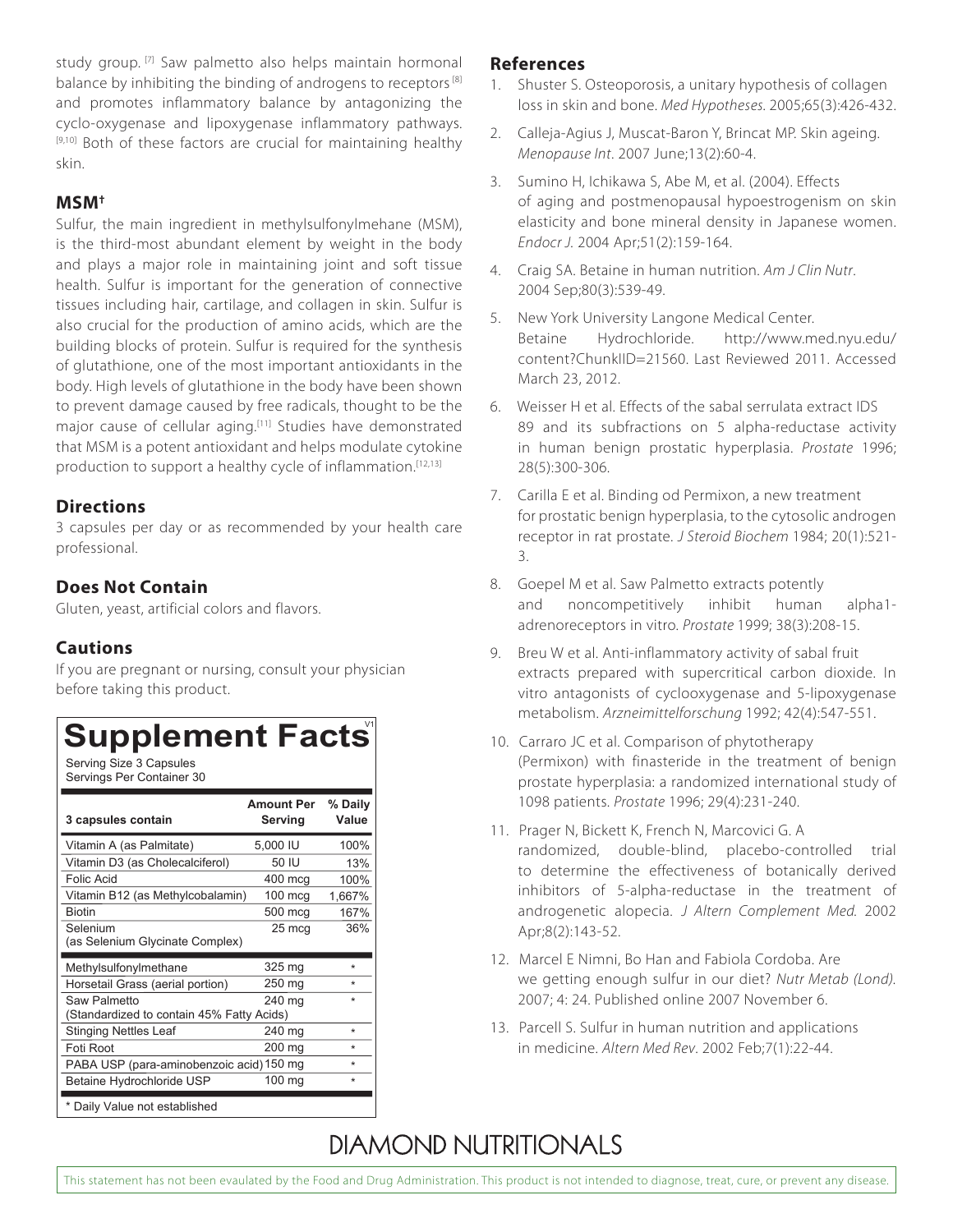study group.[7] Saw palmetto also helps maintain hormonal balance by inhibiting the binding of androgens to receptors[8] and promotes inflammatory balance by antagonizing the cyclo-oxygenase and lipoxygenase inflammatory pathways.[9,10] Both of these factors are crucial for maintaining healthy skin.

## MSM†

Sulfur, the main ingredient in methylsulfonylmehane (MSM), is the third-most abundant element by weight in the body and plays a major role in maintaining joint and soft tissue health. Sulfur is important for the generation of connective tissues including hair, cartilage, and collagen in skin. Sulfur is also crucial for the production of amino acids, which are the building blocks of protein. Sulfur is required for the synthesis of glutathione, one of the most important antioxidants in the body. High levels of glutathione in the body have been shown to prevent damage caused by free radicals, thought to be the major cause of cellular aging.[11] Studies have demonstrated that MSM is a potent antioxidant and helps modulate cytokine production to support a healthy cycle of inflammation.[12,13]

## Directions

3 capsules per day or as recommended by your health care professional.

## Does Not Contain

Gluten, yeast, artificial colors and flavors.

## Cautions

If you are pregnant or nursing, consult your physician before taking this product.

# Supplement Facts

V1

Serving Size 3 Capsules
Servings Per Container 30

| 3 capsules contain | Amount Per Serving | % Daily Value |
|---|---|---|
| Vitamin A (as Palmitate) | 5,000 IU | 100% |
| Vitamin D3 (as Cholecalciferol) | 50 IU | 13% |
| Folic Acid | 400 mcg | 100% |
| Vitamin B12 (as Methylcobalamin) | 100 mcg | 1,667% |
| Biotin | 500 mcg | 167% |
| Selenium (as Selenium Glycinate Complex) | 25 mcg | 36% |
| Methylsulfonylmethane | 325 mg | * |
| Horsetail Grass (aerial portion) | 250 mg | * |
| Saw Palmetto (Standardized to contain 45% Fatty Acids) | 240 mg | * |
| Stinging Nettles Leaf | 240 mg | * |
| Foti Root | 200 mg | * |
| PABA USP (para-aminobenzoic acid) | 150 mg | * |
| Betaine Hydrochloride USP | 100 mg | * |

* Daily Value not established

## References

1. Shuster S. Osteoporosis, a unitary hypothesis of collagen loss in skin and bone. *Med Hypotheses*. 2005;65(3):426-432.
2. Calleja-Agius J, Muscat-Baron Y, Brincat MP. Skin ageing. *Menopause Int*. 2007 June;13(2):60-4.
3. Sumino H, Ichikawa S, Abe M, et al. (2004). Effects of aging and postmenopausal hypoestrogenism on skin elasticity and bone mineral density in Japanese women. *Endocr J*. 2004 Apr;51(2):159-164.
4. Craig SA. Betaine in human nutrition. *Am J Clin Nutr*. 2004 Sep;80(3):539-49.
5. New York University Langone Medical Center. Betaine Hydrochloride. http://www.med.nyu.edu/content?ChunkIID=21560. Last Reviewed 2011. Accessed March 23, 2012.
6. Weisser H et al. Effects of the sabal serrulata extract IDS 89 and its subfractions on 5 alpha-reductase activity in human benign prostatic hyperplasia. *Prostate* 1996; 28(5):300-306.
7. Carilla E et al. Binding od Permixon, a new treatment for prostatic benign hyperplasia, to the cytosolic androgen receptor in rat prostate. *J Steroid Biochem* 1984; 20(1):521-3.
8. Goepel M et al. Saw Palmetto extracts potently and noncompetitively inhibit human alpha1-adrenoreceptors in vitro. *Prostate* 1999; 38(3):208-15.
9. Breu W et al. Anti-inflammatory activity of sabal fruit extracts prepared with supercritical carbon dioxide. In vitro antagonists of cyclooxygenase and 5-lipoxygenase metabolism. *Arzneimittelforschung* 1992; 42(4):547-551.
10. Carraro JC et al. Comparison of phytotherapy (Permixon) with finasteride in the treatment of benign prostate hyperplasia: a randomized international study of 1098 patients. *Prostate* 1996; 29(4):231-240.
11. Prager N, Bickett K, French N, Marcovici G. A randomized, double-blind, placebo-controlled trial to determine the effectiveness of botanically derived inhibitors of 5-alpha-reductase in the treatment of androgenetic alopecia. *J Altern Complement Med*. 2002 Apr;8(2):143-52.
12. Marcel E Nimni, Bo Han and Fabiola Cordoba. Are we getting enough sulfur in our diet? *Nutr Metab (Lond)*. 2007; 4: 24. Published online 2007 November 6.
13. Parcell S. Sulfur in human nutrition and applications in medicine. *Altern Med Rev*. 2002 Feb;7(1):22-44.

DIAMOND NUTRITIONALS

This statement has not been evaulated by the Food and Drug Administration. This product is not intended to diagnose, treat, cure, or prevent any disease.